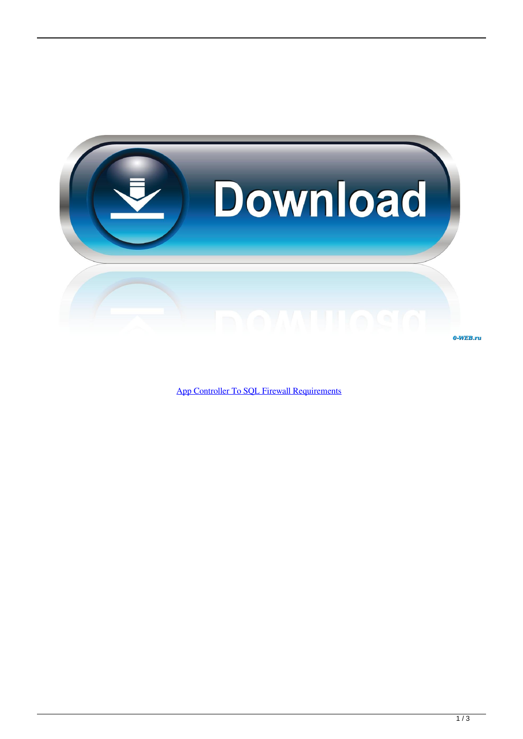[App Controller To SQL Firewall Requirements]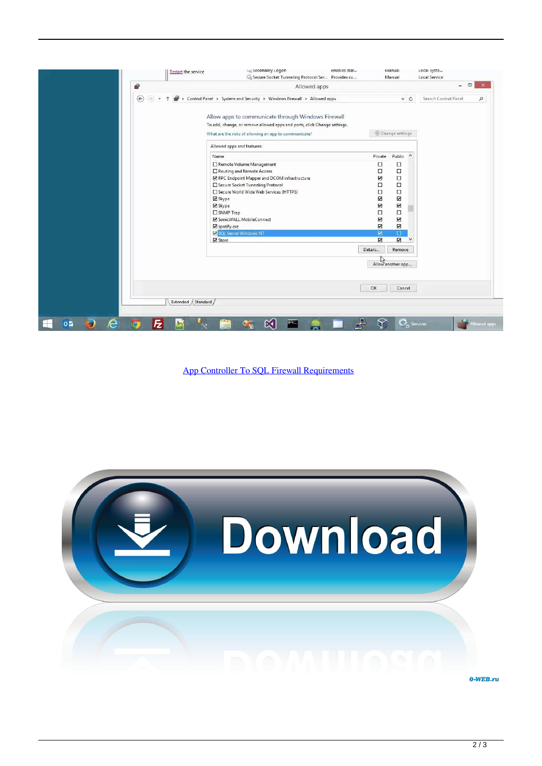[App Controller To SQL Firewall Requirements]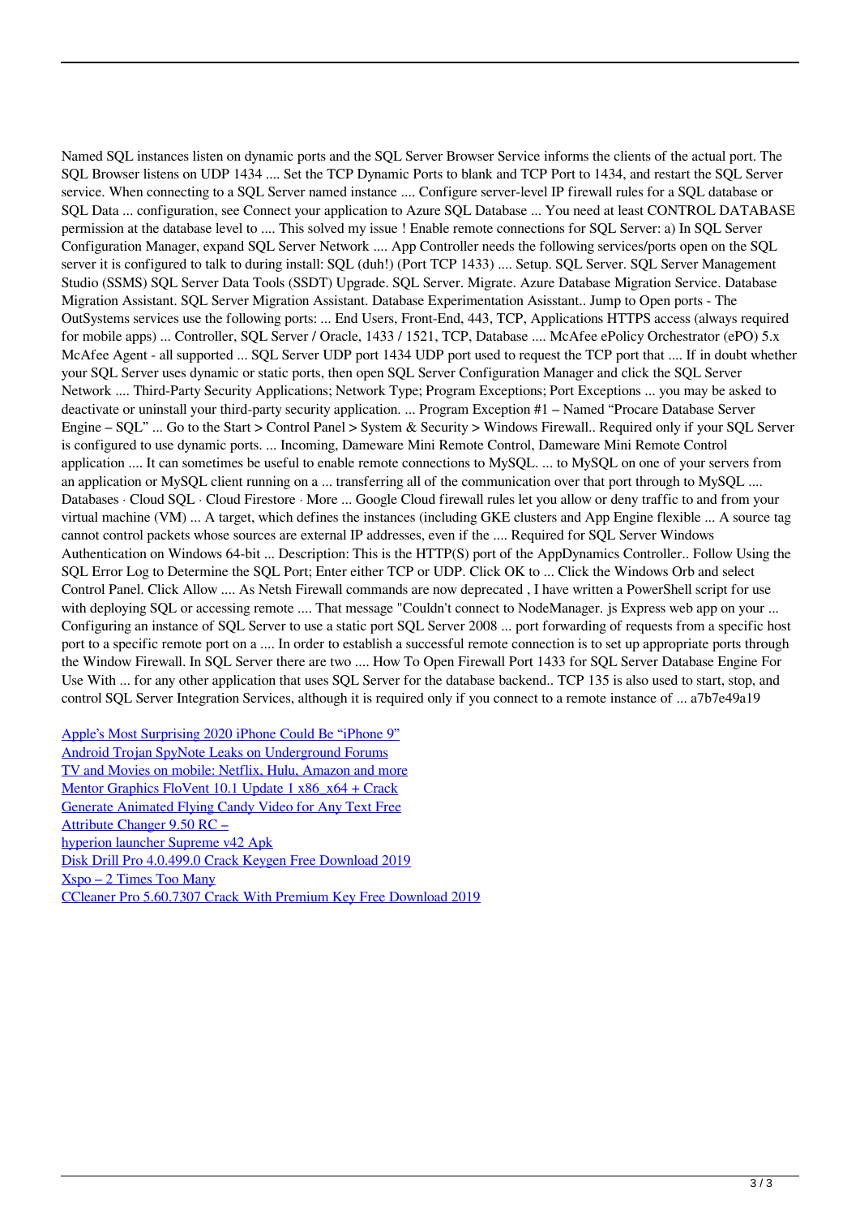Named SQL instances listen on dynamic ports and the SQL Server Browser Service informs the clients of the actual port. The SQL Browser listens on UDP 1434 .... Set the TCP Dynamic Ports to blank and TCP Port to 1434, and restart the SQL Server service. When connecting to a SQL Server named instance .... Configure server-level IP firewall rules for a SQL database or SQL Data ... configuration, see Connect your application to Azure SQL Database ... You need at least CONTROL DATABASE permission at the database level to .... This solved my issue ! Enable remote connections for SQL Server: a) In SQL Server Configuration Manager, expand SQL Server Network .... App Controller needs the following services/ports open on the SQL server it is configured to talk to during install: SQL (duh!) (Port TCP 1433) .... Setup. SQL Server. SQL Server Management Studio (SSMS) SQL Server Data Tools (SSDT) Upgrade. SQL Server. Migrate. Azure Database Migration Service. Database Migration Assistant. SQL Server Migration Assistant. Database Experimentation Asisstant.. Jump to Open ports - The OutSystems services use the following ports: ... End Users, Front-End, 443, TCP, Applications HTTPS access (always required for mobile apps) ... Controller, SQL Server / Oracle, 1433 / 1521, TCP, Database .... McAfee ePolicy Orchestrator (ePO) 5.x McAfee Agent - all supported ... SQL Server UDP port 1434 UDP port used to request the TCP port that .... If in doubt whether your SQL Server uses dynamic or static ports, then open SQL Server Configuration Manager and click the SQL Server Network .... Third-Party Security Applications; Network Type; Program Exceptions; Port Exceptions ... you may be asked to deactivate or uninstall your third-party security application. ... Program Exception #1 – Named "Procare Database Server Engine – SQL" ... Go to the Start > Control Panel > System & Security > Windows Firewall.. Required only if your SQL Server is configured to use dynamic ports. ... Incoming, Dameware Mini Remote Control, Dameware Mini Remote Control application .... It can sometimes be useful to enable remote connections to MySQL. ... to MySQL on one of your servers from an application or MySQL client running on a ... transferring all of the communication over that port through to MySQL .... Databases · Cloud SQL · Cloud Firestore · More ... Google Cloud firewall rules let you allow or deny traffic to and from your virtual machine (VM) ... A target, which defines the instances (including GKE clusters and App Engine flexible ... A source tag cannot control packets whose sources are external IP addresses, even if the .... Required for SQL Server Windows Authentication on Windows 64-bit ... Description: This is the HTTP(S) port of the AppDynamics Controller.. Follow Using the SQL Error Log to Determine the SQL Port; Enter either TCP or UDP. Click OK to ... Click the Windows Orb and select Control Panel. Click Allow .... As Netsh Firewall commands are now deprecated , I have written a PowerShell script for use with deploying SQL or accessing remote .... That message "Couldn't connect to NodeManager. js Express web app on your ... Configuring an instance of SQL Server to use a static port SQL Server 2008 ... port forwarding of requests from a specific host port to a specific remote port on a .... In order to establish a successful remote connection is to set up appropriate ports through the Window Firewall. In SQL Server there are two .... How To Open Firewall Port 1433 for SQL Server Database Engine For Use With ... for any other application that uses SQL Server for the database backend.. TCP 135 is also used to start, stop, and control SQL Server Integration Services, although it is required only if you connect to a remote instance of ... a7b7e49a19

Apple's Most Surprising 2020 iPhone Could Be "iPhone 9"
Android Trojan SpyNote Leaks on Underground Forums
TV and Movies on mobile: Netflix, Hulu, Amazon and more
Mentor Graphics FloVent 10.1 Update 1 x86_x64 + Crack
Generate Animated Flying Candy Video for Any Text Free
Attribute Changer 9.50 RC –
hyperion launcher Supreme v42 Apk
Disk Drill Pro 4.0.499.0 Crack Keygen Free Download 2019
Xspo – 2 Times Too Many
CCleaner Pro 5.60.7307 Crack With Premium Key Free Download 2019